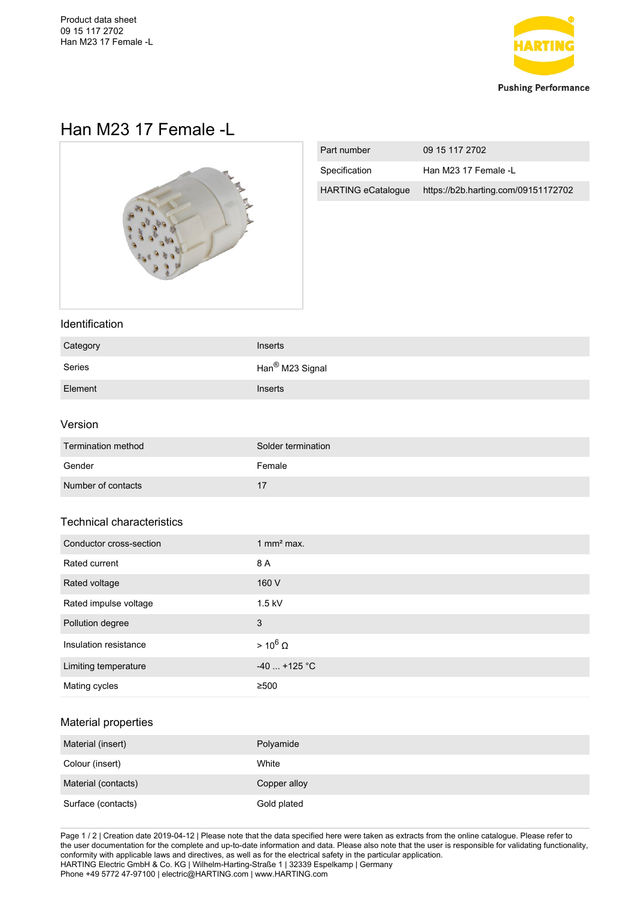# Han M23 17 Female -L

| Part number | 09 15 117 2702 |
|---|---|
| Specification | Han M23 17 Female -L |
| HARTING eCatalogue | https://b2b.harting.com/09151172702 |

## Identification

| Category | Inserts |
|---|---|
| Series | Han® M23 Signal |
| Element | Inserts |

## Version

| Termination method | Solder termination |
|---|---|
| Gender | Female |
| Number of contacts | 17 |

## Technical characteristics

| Conductor cross-section | 1 mm² max. |
|---|---|
| Rated current | 8 A |
| Rated voltage | 160 V |
| Rated impulse voltage | 1.5 kV |
| Pollution degree | 3 |
| Insulation resistance | > $10^6$ Ω |
| Limiting temperature | -40 ... +125 °C |
| Mating cycles | ≥500 |

## Material properties

| Material (insert) | Polyamide |
|---|---|
| Colour (insert) | White |
| Material (contacts) | Copper alloy |
| Surface (contacts) | Gold plated |

Creation date 2019-04-12 | Please note that the data specified here were taken as extracts from the online catalogue. Please refer to the user documentation for the complete and up-to-date information and data. Please also note that the user is responsible for validating functionality, conformity with applicable laws and directives, as well as for the electrical safety in the particular application.
HARTING Electric GmbH & Co. KG | Wilhelm-Harting-Straße 1 | 32339 Espelkamp | Germany
Phone +49 5772 47-97100 | electric@HARTING.com | www.HARTING.com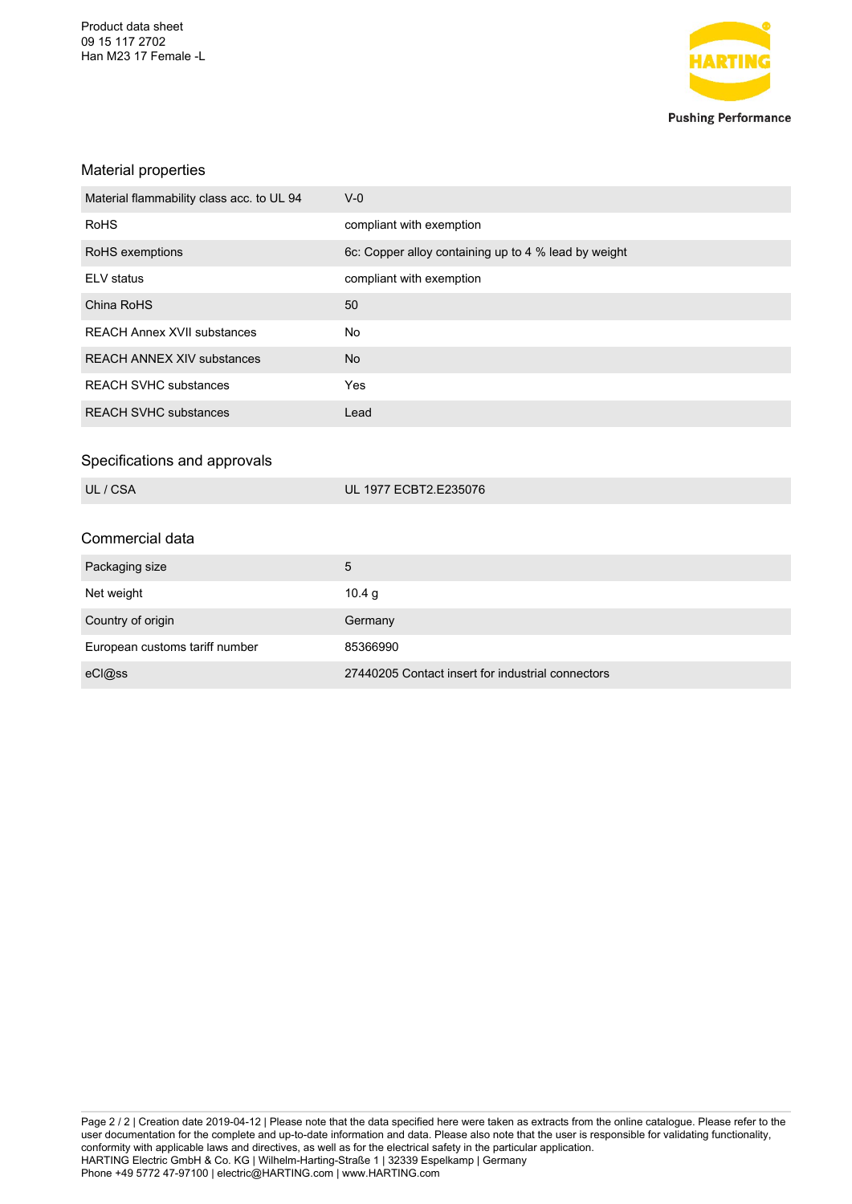## Material properties

| | |
|---|---|
| Material flammability class acc. to UL 94 | V-0 |
| RoHS | compliant with exemption |
| RoHS exemptions | 6c: Copper alloy containing up to 4 % lead by weight |
| ELV status | compliant with exemption |
| China RoHS | 50 |
| REACH Annex XVII substances | No |
| REACH ANNEX XIV substances | No |
| REACH SVHC substances | Yes |
| REACH SVHC substances | Lead |

## Specifications and approvals

| | |
|---|---|
| UL / CSA | UL 1977 ECBT2.E235076 |

## Commercial data

| | |
|---|---|
| Packaging size | 5 |
| Net weight | 10.4 g |
| Country of origin | Germany |
| European customs tariff number | 85366990 |
| eCl@ss | 27440205 Contact insert for industrial connectors |